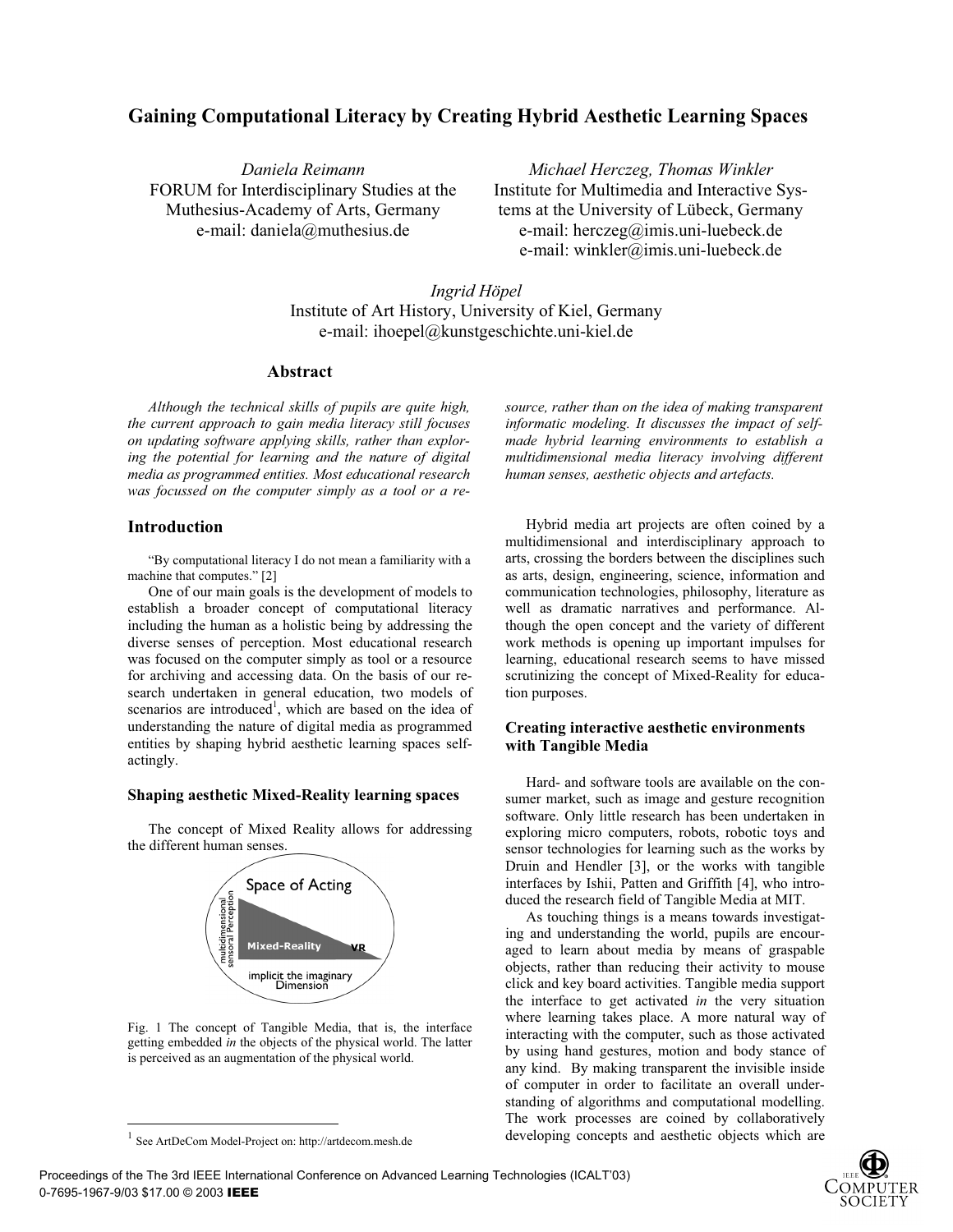# Gaining Computational Literacy by Creating Hybrid Aesthetic Learning Spaces

*Daniela Reimann*
FORUM for Interdisciplinary Studies at the Muthesius-Academy of Arts, Germany
e-mail: daniela@muthesius.de

*Michael Herczeg, Thomas Winkler*
Institute for Multimedia and Interactive Systems at the University of Lübeck, Germany
e-mail: herczeg@imis.uni-luebeck.de
e-mail: winkler@imis.uni-luebeck.de

*Ingrid Höpel*
Institute of Art History, University of Kiel, Germany
e-mail: ihoepel@kunstgeschichte.uni-kiel.de

## Abstract

*Although the technical skills of pupils are quite high, the current approach to gain media literacy still focuses on updating software applying skills, rather than exploring the potential for learning and the nature of digital media as programmed entities. Most educational research was focussed on the computer simply as a tool or a resource, rather than on the idea of making transparent informatic modeling. It discusses the impact of self-made hybrid learning environments to establish a multidimensional media literacy involving different human senses, aesthetic objects and artefacts.*

## Introduction

"By computational literacy I do not mean a familiarity with a machine that computes." [2]

One of our main goals is the development of models to establish a broader concept of computational literacy including the human as a holistic being by addressing the diverse senses of perception. Most educational research was focused on the computer simply as tool or a resource for archiving and accessing data. On the basis of our research undertaken in general education, two models of scenarios are introduced[1], which are based on the idea of understanding the nature of digital media as programmed entities by shaping hybrid aesthetic learning spaces selfactingly.

### Shaping aesthetic Mixed-Reality learning spaces

The concept of Mixed Reality allows for addressing the different human senses.

Space of Acting — multidimensional sensoral Perception — Mixed-Reality — VR — implicit the imaginary Dimension

Fig. 1 The concept of Tangible Media, that is, the interface getting embedded *in* the objects of the physical world. The latter is perceived as an augmentation of the physical world.

[1] See ArtDeCom Model-Project on: http://artdecom.mesh.de

Hybrid media art projects are often coined by a multidimensional and interdisciplinary approach to arts, crossing the borders between the disciplines such as arts, design, engineering, science, information and communication technologies, philosophy, literature as well as dramatic narratives and performance. Although the open concept and the variety of different work methods is opening up important impulses for learning, educational research seems to have missed scrutinizing the concept of Mixed-Reality for education purposes.

### Creating interactive aesthetic environments with Tangible Media

Hard- and software tools are available on the consumer market, such as image and gesture recognition software. Only little research has been undertaken in exploring micro computers, robots, robotic toys and sensor technologies for learning such as the works by Druin and Hendler [3], or the works with tangible interfaces by Ishii, Patten and Griffith [4], who introduced the research field of Tangible Media at MIT.

As touching things is a means towards investigating and understanding the world, pupils are encouraged to learn about media by means of graspable objects, rather than reducing their activity to mouse click and key board activities. Tangible media support the interface to get activated *in* the very situation where learning takes place. A more natural way of interacting with the computer, such as those activated by using hand gestures, motion and body stance of any kind. By making transparent the invisible inside of computer in order to facilitate an overall understanding of algorithms and computational modelling. The work processes are coined by collaboratively developing concepts and aesthetic objects which are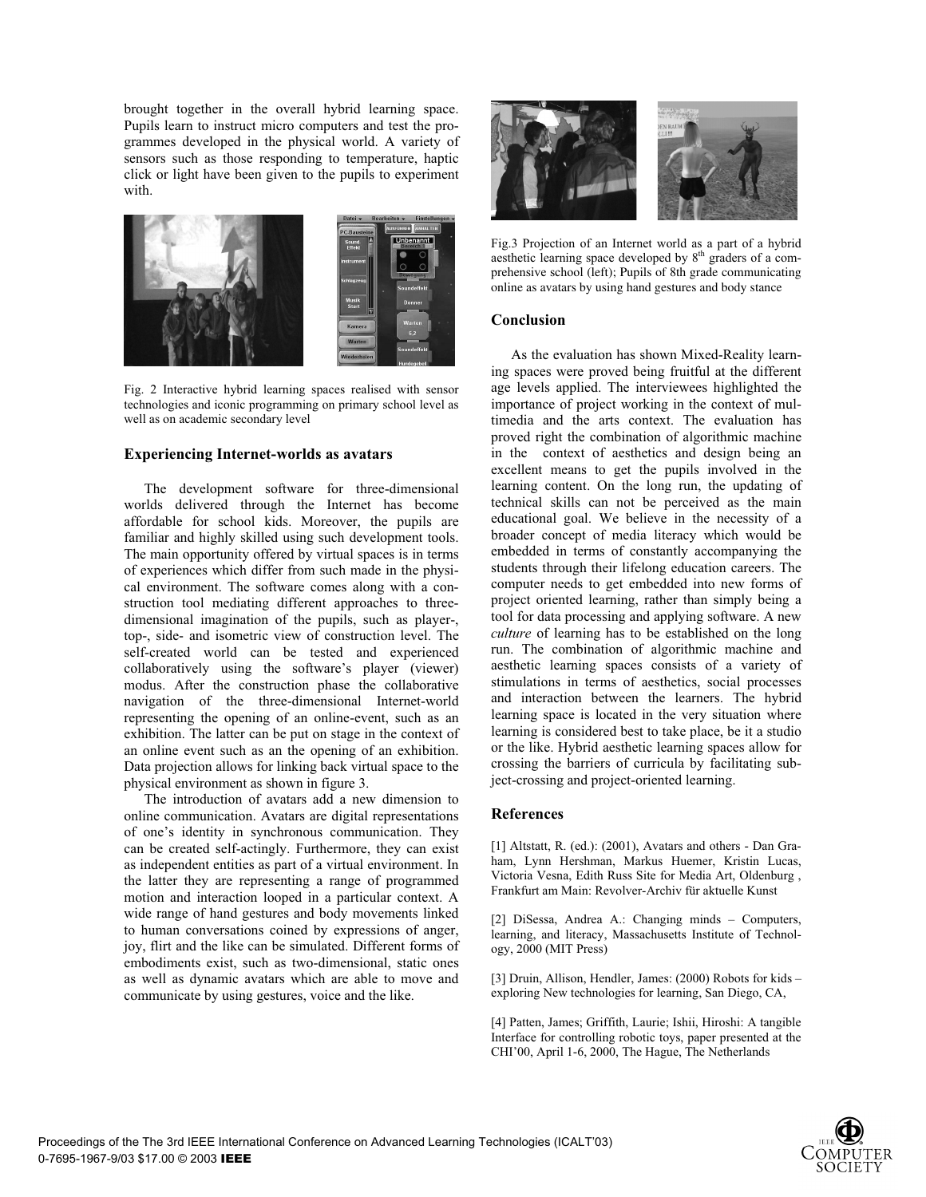brought together in the overall hybrid learning space. Pupils learn to instruct micro computers and test the programmes developed in the physical world. A variety of sensors such as those responding to temperature, haptic click or light have been given to the pupils to experiment with.

Fig. 2 Interactive hybrid learning spaces realised with sensor technologies and iconic programming on primary school level as well as on academic secondary level

### Experiencing Internet-worlds as avatars

The development software for three-dimensional worlds delivered through the Internet has become affordable for school kids. Moreover, the pupils are familiar and highly skilled using such development tools. The main opportunity offered by virtual spaces is in terms of experiences which differ from such made in the physical environment. The software comes along with a construction tool mediating different approaches to three-dimensional imagination of the pupils, such as player-, top-, side- and isometric view of construction level. The self-created world can be tested and experienced collaboratively using the software's player (viewer) modus. After the construction phase the collaborative navigation of the three-dimensional Internet-world representing the opening of an online-event, such as an exhibition. The latter can be put on stage in the context of an online event such as an the opening of an exhibition. Data projection allows for linking back virtual space to the physical environment as shown in figure 3.

The introduction of avatars add a new dimension to online communication. Avatars are digital representations of one's identity in synchronous communication. They can be created self-actingly. Furthermore, they can exist as independent entities as part of a virtual environment. In the latter they are representing a range of programmed motion and interaction looped in a particular context. A wide range of hand gestures and body movements linked to human conversations coined by expressions of anger, joy, flirt and the like can be simulated. Different forms of embodiments exist, such as two-dimensional, static ones as well as dynamic avatars which are able to move and communicate by using gestures, voice and the like.

Fig.3 Projection of an Internet world as a part of a hybrid aesthetic learning space developed by 8th graders of a comprehensive school (left); Pupils of 8th grade communicating online as avatars by using hand gestures and body stance

### Conclusion

As the evaluation has shown Mixed-Reality learning spaces were proved being fruitful at the different age levels applied. The interviewees highlighted the importance of project working in the context of multimedia and the arts context. The evaluation has proved right the combination of algorithmic machine in the context of aesthetics and design being an excellent means to get the pupils involved in the learning content. On the long run, the updating of technical skills can not be perceived as the main educational goal. We believe in the necessity of a broader concept of media literacy which would be embedded in terms of constantly accompanying the students through their lifelong education careers. The computer needs to get embedded into new forms of project oriented learning, rather than simply being a tool for data processing and applying software. A new *culture* of learning has to be established on the long run. The combination of algorithmic machine and aesthetic learning spaces consists of a variety of stimulations in terms of aesthetics, social processes and interaction between the learners. The hybrid learning space is located in the very situation where learning is considered best to take place, be it a studio or the like. Hybrid aesthetic learning spaces allow for crossing the barriers of curricula by facilitating subject-crossing and project-oriented learning.

### References

[1] Altstatt, R. (ed.): (2001), Avatars and others - Dan Graham, Lynn Hershman, Markus Huemer, Kristin Lucas, Victoria Vesna, Edith Russ Site for Media Art, Oldenburg , Frankfurt am Main: Revolver-Archiv für aktuelle Kunst

[2] DiSessa, Andrea A.: Changing minds – Computers, learning, and literacy, Massachusetts Institute of Technology, 2000 (MIT Press)

[3] Druin, Allison, Hendler, James: (2000) Robots for kids – exploring New technologies for learning, San Diego, CA,

[4] Patten, James; Griffith, Laurie; Ishii, Hiroshi: A tangible Interface for controlling robotic toys, paper presented at the CHI'00, April 1-6, 2000, The Hague, The Netherlands